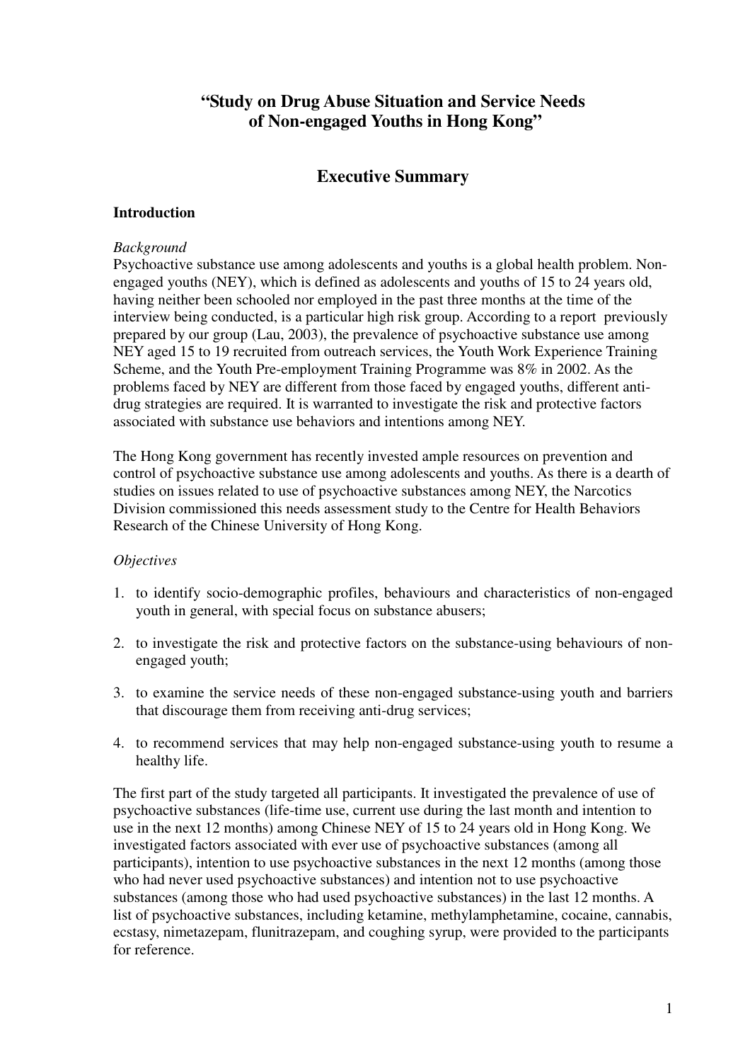# "Study on Drug Abuse Situation and Service Needs of Non-engaged Youths in Hong Kong"

## Executive Summary

### Introduction

*Background*

Psychoactive substance use among adolescents and youths is a global health problem. Non-engaged youths (NEY), which is defined as adolescents and youths of 15 to 24 years old, having neither been schooled nor employed in the past three months at the time of the interview being conducted, is a particular high risk group. According to a report previously prepared by our group (Lau, 2003), the prevalence of psychoactive substance use among NEY aged 15 to 19 recruited from outreach services, the Youth Work Experience Training Scheme, and the Youth Pre-employment Training Programme was 8% in 2002. As the problems faced by NEY are different from those faced by engaged youths, different anti-drug strategies are required. It is warranted to investigate the risk and protective factors associated with substance use behaviors and intentions among NEY.

The Hong Kong government has recently invested ample resources on prevention and control of psychoactive substance use among adolescents and youths. As there is a dearth of studies on issues related to use of psychoactive substances among NEY, the Narcotics Division commissioned this needs assessment study to the Centre for Health Behaviors Research of the Chinese University of Hong Kong.

*Objectives*

1. to identify socio-demographic profiles, behaviours and characteristics of non-engaged youth in general, with special focus on substance abusers;
2. to investigate the risk and protective factors on the substance-using behaviours of non-engaged youth;
3. to examine the service needs of these non-engaged substance-using youth and barriers that discourage them from receiving anti-drug services;
4. to recommend services that may help non-engaged substance-using youth to resume a healthy life.

The first part of the study targeted all participants. It investigated the prevalence of use of psychoactive substances (life-time use, current use during the last month and intention to use in the next 12 months) among Chinese NEY of 15 to 24 years old in Hong Kong. We investigated factors associated with ever use of psychoactive substances (among all participants), intention to use psychoactive substances in the next 12 months (among those who had never used psychoactive substances) and intention not to use psychoactive substances (among those who had used psychoactive substances) in the last 12 months. A list of psychoactive substances, including ketamine, methylamphetamine, cocaine, cannabis, ecstasy, nimetazepam, flunitrazepam, and coughing syrup, were provided to the participants for reference.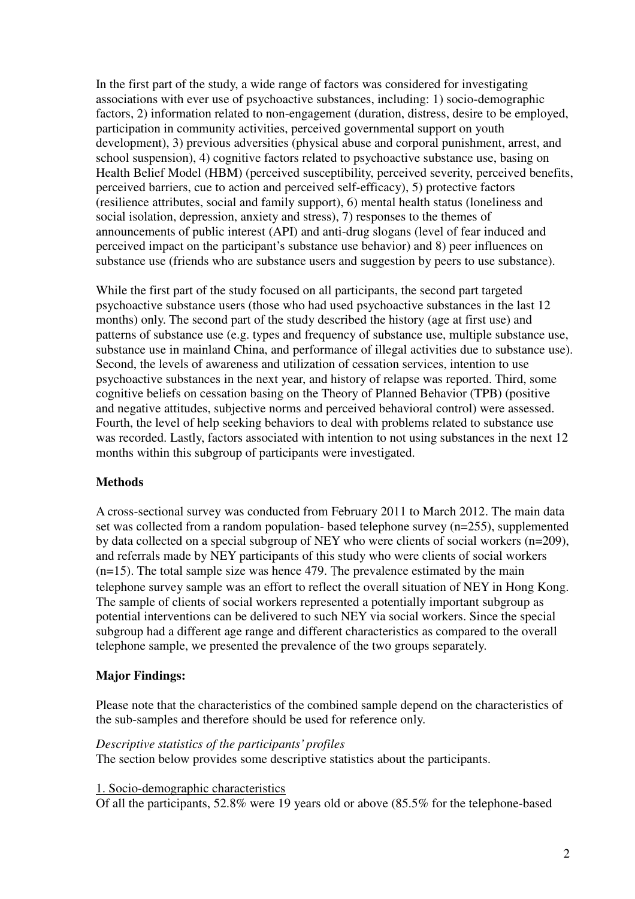In the first part of the study, a wide range of factors was considered for investigating associations with ever use of psychoactive substances, including: 1) socio-demographic factors, 2) information related to non-engagement (duration, distress, desire to be employed, participation in community activities, perceived governmental support on youth development), 3) previous adversities (physical abuse and corporal punishment, arrest, and school suspension), 4) cognitive factors related to psychoactive substance use, basing on Health Belief Model (HBM) (perceived susceptibility, perceived severity, perceived benefits, perceived barriers, cue to action and perceived self-efficacy), 5) protective factors (resilience attributes, social and family support), 6) mental health status (loneliness and social isolation, depression, anxiety and stress), 7) responses to the themes of announcements of public interest (API) and anti-drug slogans (level of fear induced and perceived impact on the participant's substance use behavior) and 8) peer influences on substance use (friends who are substance users and suggestion by peers to use substance).

While the first part of the study focused on all participants, the second part targeted psychoactive substance users (those who had used psychoactive substances in the last 12 months) only. The second part of the study described the history (age at first use) and patterns of substance use (e.g. types and frequency of substance use, multiple substance use, substance use in mainland China, and performance of illegal activities due to substance use). Second, the levels of awareness and utilization of cessation services, intention to use psychoactive substances in the next year, and history of relapse was reported. Third, some cognitive beliefs on cessation basing on the Theory of Planned Behavior (TPB) (positive and negative attitudes, subjective norms and perceived behavioral control) were assessed. Fourth, the level of help seeking behaviors to deal with problems related to substance use was recorded. Lastly, factors associated with intention to not using substances in the next 12 months within this subgroup of participants were investigated.

**Methods**

A cross-sectional survey was conducted from February 2011 to March 2012. The main data set was collected from a random population- based telephone survey (n=255), supplemented by data collected on a special subgroup of NEY who were clients of social workers (n=209), and referrals made by NEY participants of this study who were clients of social workers (n=15). The total sample size was hence 479. The prevalence estimated by the main telephone survey sample was an effort to reflect the overall situation of NEY in Hong Kong. The sample of clients of social workers represented a potentially important subgroup as potential interventions can be delivered to such NEY via social workers. Since the special subgroup had a different age range and different characteristics as compared to the overall telephone sample, we presented the prevalence of the two groups separately.

**Major Findings:**

Please note that the characteristics of the combined sample depend on the characteristics of the sub-samples and therefore should be used for reference only.

*Descriptive statistics of the participants' profiles*
The section below provides some descriptive statistics about the participants.

1. Socio-demographic characteristics
Of all the participants, 52.8% were 19 years old or above (85.5% for the telephone-based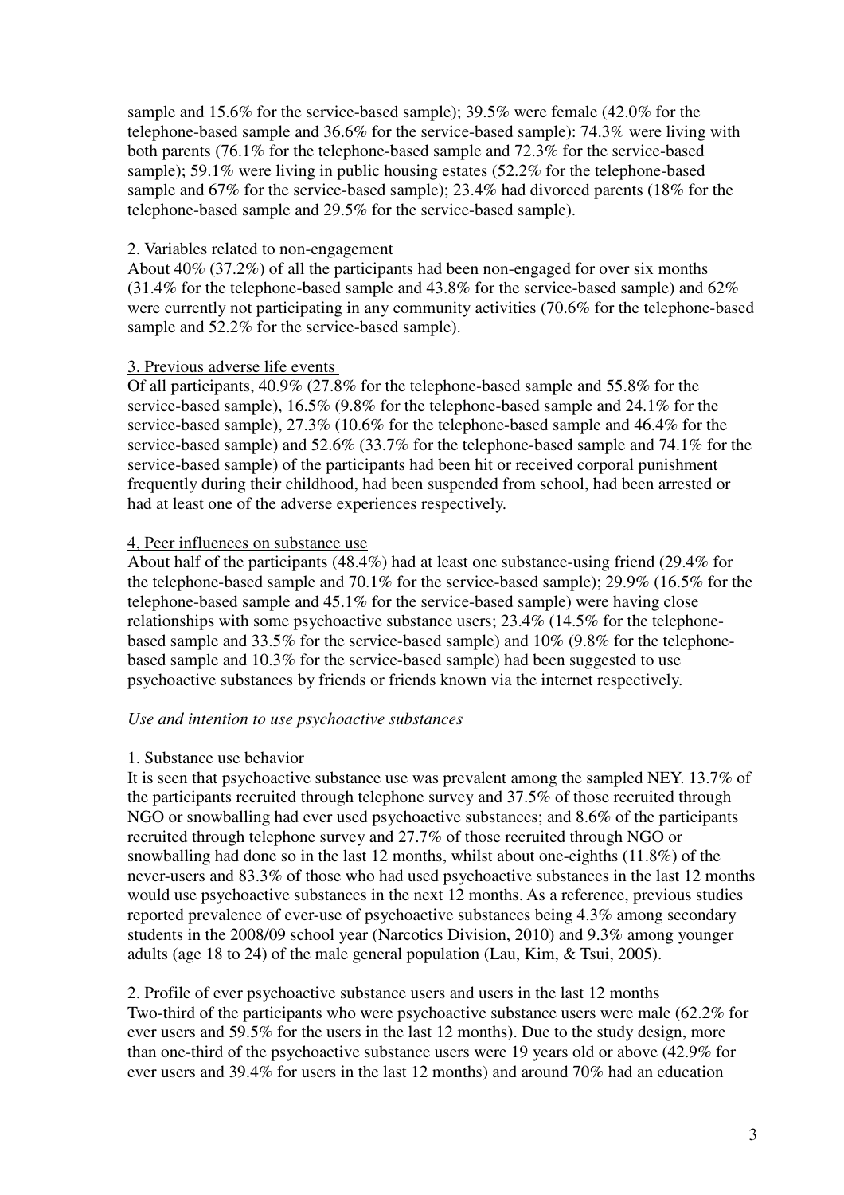sample and 15.6% for the service-based sample); 39.5% were female (42.0% for the telephone-based sample and 36.6% for the service-based sample): 74.3% were living with both parents (76.1% for the telephone-based sample and 72.3% for the service-based sample); 59.1% were living in public housing estates (52.2% for the telephone-based sample and 67% for the service-based sample); 23.4% had divorced parents (18% for the telephone-based sample and 29.5% for the service-based sample).

2. Variables related to non-engagement

About 40% (37.2%) of all the participants had been non-engaged for over six months (31.4% for the telephone-based sample and 43.8% for the service-based sample) and 62% were currently not participating in any community activities (70.6% for the telephone-based sample and 52.2% for the service-based sample).

3. Previous adverse life events

Of all participants, 40.9% (27.8% for the telephone-based sample and 55.8% for the service-based sample), 16.5% (9.8% for the telephone-based sample and 24.1% for the service-based sample), 27.3% (10.6% for the telephone-based sample and 46.4% for the service-based sample) and 52.6% (33.7% for the telephone-based sample and 74.1% for the service-based sample) of the participants had been hit or received corporal punishment frequently during their childhood, had been suspended from school, had been arrested or had at least one of the adverse experiences respectively.

4, Peer influences on substance use

About half of the participants (48.4%) had at least one substance-using friend (29.4% for the telephone-based sample and 70.1% for the service-based sample); 29.9% (16.5% for the telephone-based sample and 45.1% for the service-based sample) were having close relationships with some psychoactive substance users; 23.4% (14.5% for the telephone-based sample and 33.5% for the service-based sample) and 10% (9.8% for the telephone-based sample and 10.3% for the service-based sample) had been suggested to use psychoactive substances by friends or friends known via the internet respectively.

*Use and intention to use psychoactive substances*

1. Substance use behavior

It is seen that psychoactive substance use was prevalent among the sampled NEY. 13.7% of the participants recruited through telephone survey and 37.5% of those recruited through NGO or snowballing had ever used psychoactive substances; and 8.6% of the participants recruited through telephone survey and 27.7% of those recruited through NGO or snowballing had done so in the last 12 months, whilst about one-eighths (11.8%) of the never-users and 83.3% of those who had used psychoactive substances in the last 12 months would use psychoactive substances in the next 12 months. As a reference, previous studies reported prevalence of ever-use of psychoactive substances being 4.3% among secondary students in the 2008/09 school year (Narcotics Division, 2010) and 9.3% among younger adults (age 18 to 24) of the male general population (Lau, Kim, & Tsui, 2005).

2. Profile of ever psychoactive substance users and users in the last 12 months

Two-third of the participants who were psychoactive substance users were male (62.2% for ever users and 59.5% for the users in the last 12 months). Due to the study design, more than one-third of the psychoactive substance users were 19 years old or above (42.9% for ever users and 39.4% for users in the last 12 months) and around 70% had an education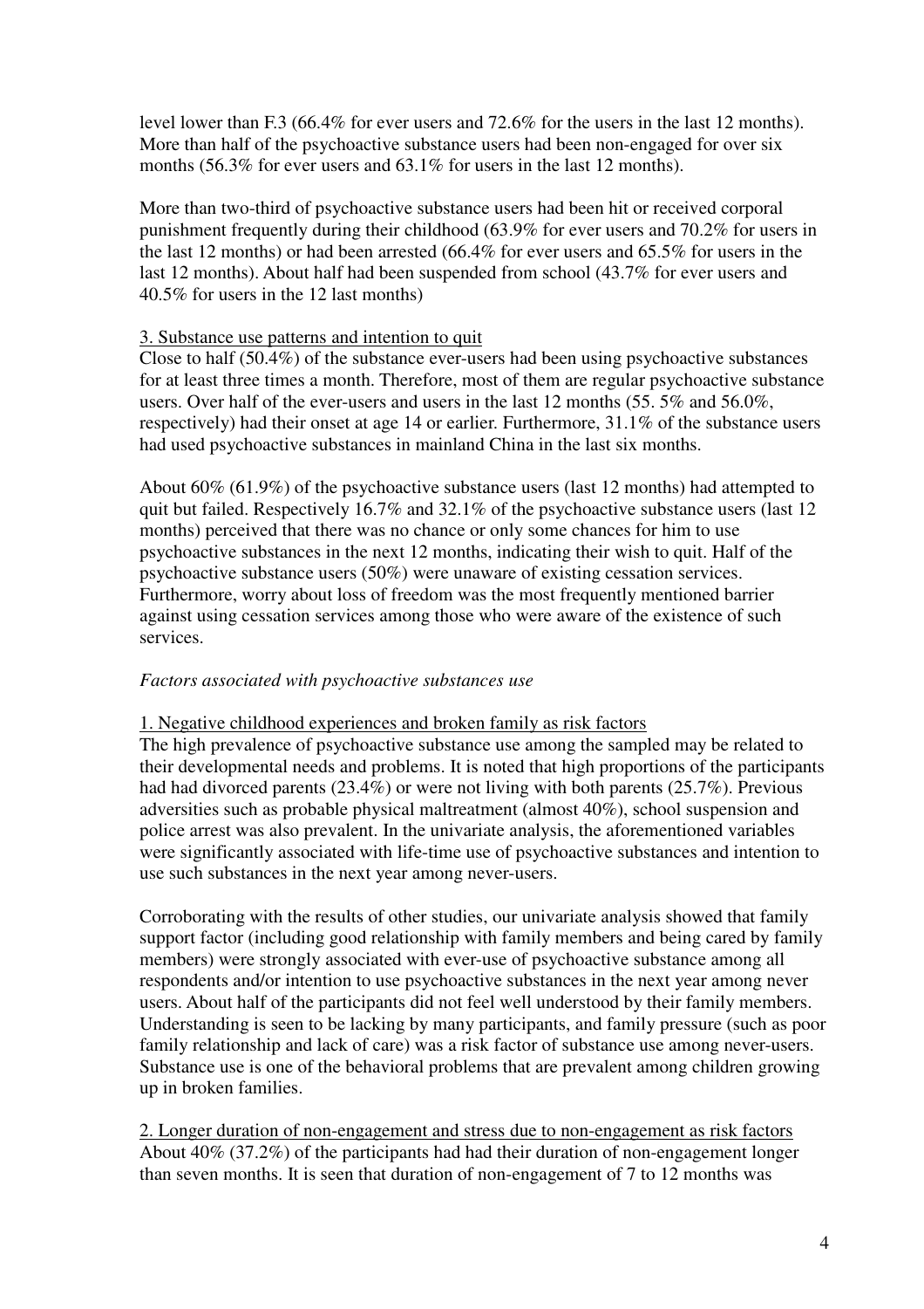level lower than F.3 (66.4% for ever users and 72.6% for the users in the last 12 months). More than half of the psychoactive substance users had been non-engaged for over six months (56.3% for ever users and 63.1% for users in the last 12 months).

More than two-third of psychoactive substance users had been hit or received corporal punishment frequently during their childhood (63.9% for ever users and 70.2% for users in the last 12 months) or had been arrested (66.4% for ever users and 65.5% for users in the last 12 months). About half had been suspended from school (43.7% for ever users and 40.5% for users in the 12 last months)

<u>3. Substance use patterns and intention to quit</u>

Close to half (50.4%) of the substance ever-users had been using psychoactive substances for at least three times a month. Therefore, most of them are regular psychoactive substance users. Over half of the ever-users and users in the last 12 months (55. 5% and 56.0%, respectively) had their onset at age 14 or earlier. Furthermore, 31.1% of the substance users had used psychoactive substances in mainland China in the last six months.

About 60% (61.9%) of the psychoactive substance users (last 12 months) had attempted to quit but failed. Respectively 16.7% and 32.1% of the psychoactive substance users (last 12 months) perceived that there was no chance or only some chances for him to use psychoactive substances in the next 12 months, indicating their wish to quit. Half of the psychoactive substance users (50%) were unaware of existing cessation services. Furthermore, worry about loss of freedom was the most frequently mentioned barrier against using cessation services among those who were aware of the existence of such services.

*Factors associated with psychoactive substances use*

<u>1. Negative childhood experiences and broken family as risk factors</u>

The high prevalence of psychoactive substance use among the sampled may be related to their developmental needs and problems. It is noted that high proportions of the participants had had divorced parents (23.4%) or were not living with both parents (25.7%). Previous adversities such as probable physical maltreatment (almost 40%), school suspension and police arrest was also prevalent. In the univariate analysis, the aforementioned variables were significantly associated with life-time use of psychoactive substances and intention to use such substances in the next year among never-users.

Corroborating with the results of other studies, our univariate analysis showed that family support factor (including good relationship with family members and being cared by family members) were strongly associated with ever-use of psychoactive substance among all respondents and/or intention to use psychoactive substances in the next year among never users. About half of the participants did not feel well understood by their family members. Understanding is seen to be lacking by many participants, and family pressure (such as poor family relationship and lack of care) was a risk factor of substance use among never-users. Substance use is one of the behavioral problems that are prevalent among children growing up in broken families.

<u>2. Longer duration of non-engagement and stress due to non-engagement as risk factors</u>

About 40% (37.2%) of the participants had had their duration of non-engagement longer than seven months. It is seen that duration of non-engagement of 7 to 12 months was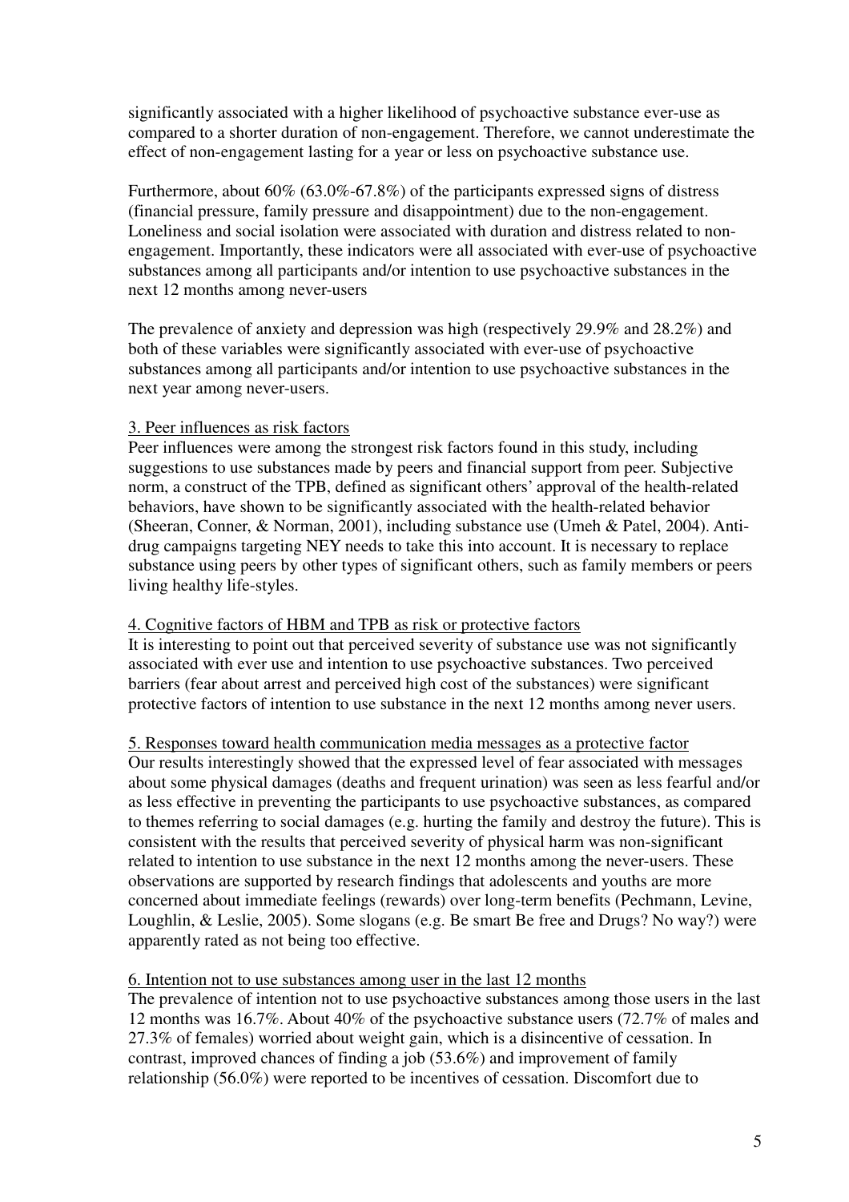significantly associated with a higher likelihood of psychoactive substance ever-use as compared to a shorter duration of non-engagement. Therefore, we cannot underestimate the effect of non-engagement lasting for a year or less on psychoactive substance use.

Furthermore, about 60% (63.0%-67.8%) of the participants expressed signs of distress (financial pressure, family pressure and disappointment) due to the non-engagement. Loneliness and social isolation were associated with duration and distress related to non-engagement. Importantly, these indicators were all associated with ever-use of psychoactive substances among all participants and/or intention to use psychoactive substances in the next 12 months among never-users

The prevalence of anxiety and depression was high (respectively 29.9% and 28.2%) and both of these variables were significantly associated with ever-use of psychoactive substances among all participants and/or intention to use psychoactive substances in the next year among never-users.

3. Peer influences as risk factors

Peer influences were among the strongest risk factors found in this study, including suggestions to use substances made by peers and financial support from peer. Subjective norm, a construct of the TPB, defined as significant others' approval of the health-related behaviors, have shown to be significantly associated with the health-related behavior (Sheeran, Conner, & Norman, 2001), including substance use (Umeh & Patel, 2004). Anti-drug campaigns targeting NEY needs to take this into account. It is necessary to replace substance using peers by other types of significant others, such as family members or peers living healthy life-styles.

4. Cognitive factors of HBM and TPB as risk or protective factors

It is interesting to point out that perceived severity of substance use was not significantly associated with ever use and intention to use psychoactive substances. Two perceived barriers (fear about arrest and perceived high cost of the substances) were significant protective factors of intention to use substance in the next 12 months among never users.

5. Responses toward health communication media messages as a protective factor

Our results interestingly showed that the expressed level of fear associated with messages about some physical damages (deaths and frequent urination) was seen as less fearful and/or as less effective in preventing the participants to use psychoactive substances, as compared to themes referring to social damages (e.g. hurting the family and destroy the future). This is consistent with the results that perceived severity of physical harm was non-significant related to intention to use substance in the next 12 months among the never-users. These observations are supported by research findings that adolescents and youths are more concerned about immediate feelings (rewards) over long-term benefits (Pechmann, Levine, Loughlin, & Leslie, 2005). Some slogans (e.g. Be smart Be free and Drugs? No way?) were apparently rated as not being too effective.

6. Intention not to use substances among user in the last 12 months

The prevalence of intention not to use psychoactive substances among those users in the last 12 months was 16.7%. About 40% of the psychoactive substance users (72.7% of males and 27.3% of females) worried about weight gain, which is a disincentive of cessation. In contrast, improved chances of finding a job (53.6%) and improvement of family relationship (56.0%) were reported to be incentives of cessation. Discomfort due to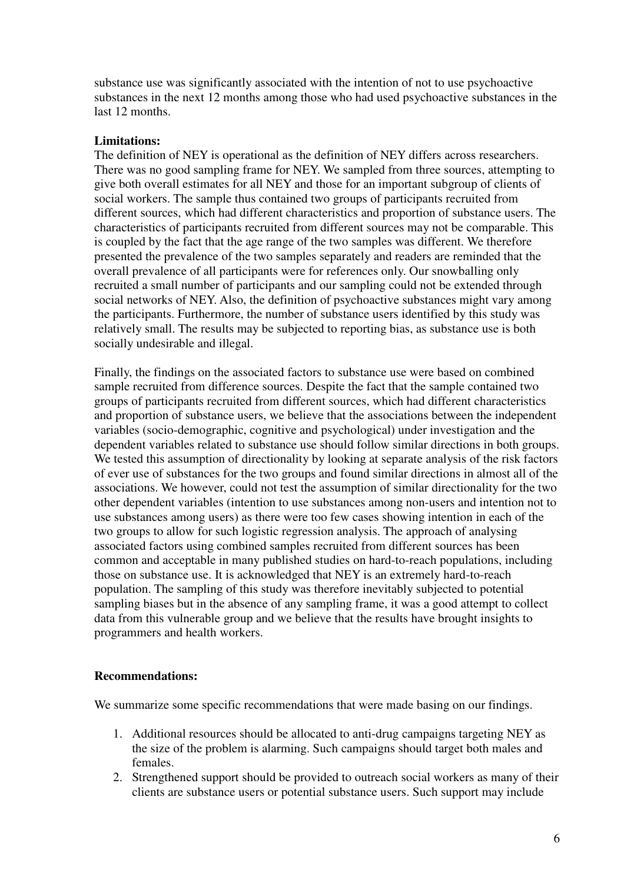substance use was significantly associated with the intention of not to use psychoactive substances in the next 12 months among those who had used psychoactive substances in the last 12 months.

**Limitations:**

The definition of NEY is operational as the definition of NEY differs across researchers. There was no good sampling frame for NEY. We sampled from three sources, attempting to give both overall estimates for all NEY and those for an important subgroup of clients of social workers. The sample thus contained two groups of participants recruited from different sources, which had different characteristics and proportion of substance users. The characteristics of participants recruited from different sources may not be comparable. This is coupled by the fact that the age range of the two samples was different. We therefore presented the prevalence of the two samples separately and readers are reminded that the overall prevalence of all participants were for references only. Our snowballing only recruited a small number of participants and our sampling could not be extended through social networks of NEY. Also, the definition of psychoactive substances might vary among the participants. Furthermore, the number of substance users identified by this study was relatively small. The results may be subjected to reporting bias, as substance use is both socially undesirable and illegal.

Finally, the findings on the associated factors to substance use were based on combined sample recruited from difference sources. Despite the fact that the sample contained two groups of participants recruited from different sources, which had different characteristics and proportion of substance users, we believe that the associations between the independent variables (socio-demographic, cognitive and psychological) under investigation and the dependent variables related to substance use should follow similar directions in both groups. We tested this assumption of directionality by looking at separate analysis of the risk factors of ever use of substances for the two groups and found similar directions in almost all of the associations. We however, could not test the assumption of similar directionality for the two other dependent variables (intention to use substances among non-users and intention not to use substances among users) as there were too few cases showing intention in each of the two groups to allow for such logistic regression analysis. The approach of analysing associated factors using combined samples recruited from different sources has been common and acceptable in many published studies on hard-to-reach populations, including those on substance use. It is acknowledged that NEY is an extremely hard-to-reach population. The sampling of this study was therefore inevitably subjected to potential sampling biases but in the absence of any sampling frame, it was a good attempt to collect data from this vulnerable group and we believe that the results have brought insights to programmers and health workers.

**Recommendations:**

We summarize some specific recommendations that were made basing on our findings.

1. Additional resources should be allocated to anti-drug campaigns targeting NEY as the size of the problem is alarming. Such campaigns should target both males and females.
2. Strengthened support should be provided to outreach social workers as many of their clients are substance users or potential substance users. Such support may include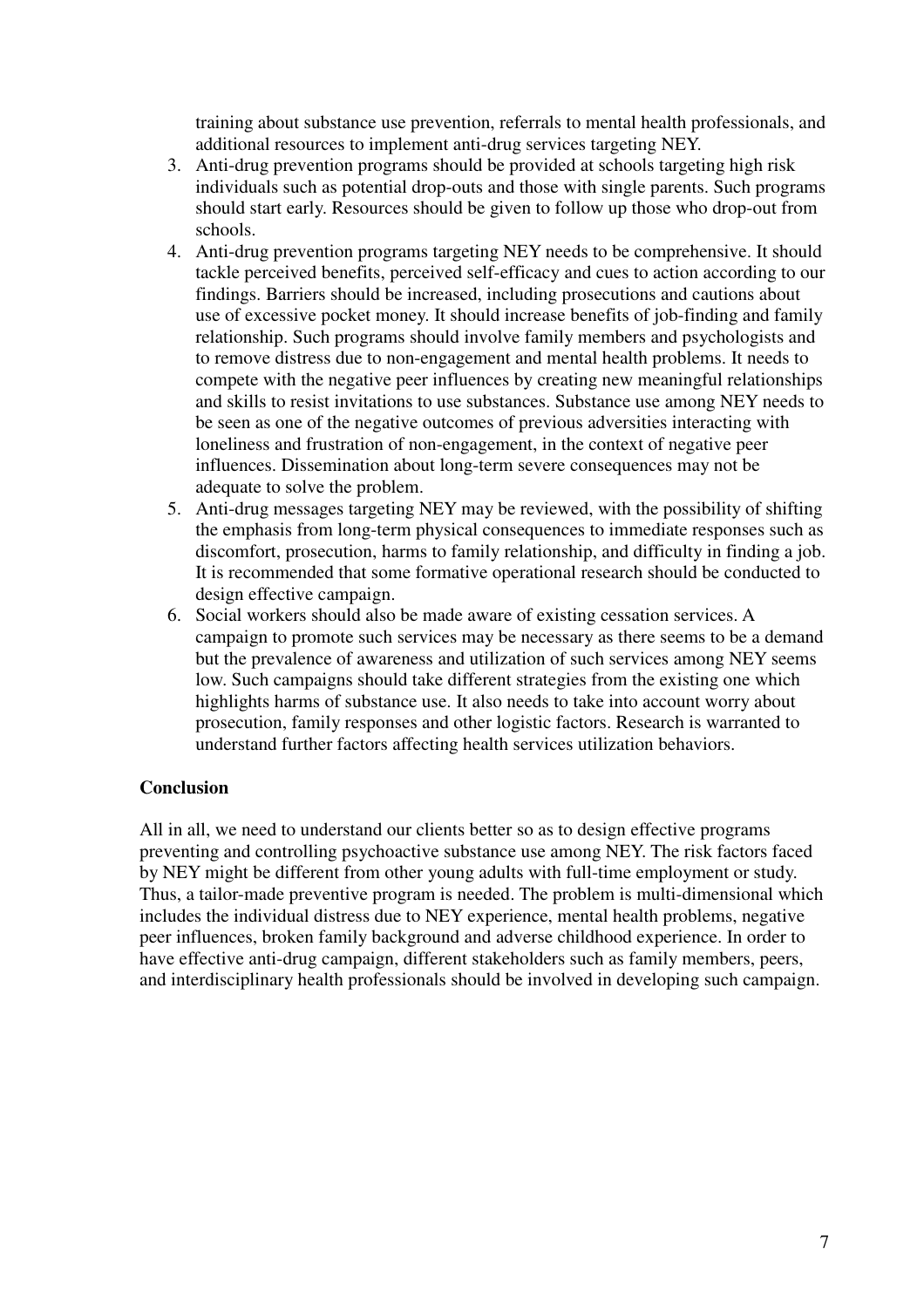training about substance use prevention, referrals to mental health professionals, and additional resources to implement anti-drug services targeting NEY.

3. Anti-drug prevention programs should be provided at schools targeting high risk individuals such as potential drop-outs and those with single parents. Such programs should start early. Resources should be given to follow up those who drop-out from schools.
4. Anti-drug prevention programs targeting NEY needs to be comprehensive. It should tackle perceived benefits, perceived self-efficacy and cues to action according to our findings. Barriers should be increased, including prosecutions and cautions about use of excessive pocket money. It should increase benefits of job-finding and family relationship. Such programs should involve family members and psychologists and to remove distress due to non-engagement and mental health problems. It needs to compete with the negative peer influences by creating new meaningful relationships and skills to resist invitations to use substances. Substance use among NEY needs to be seen as one of the negative outcomes of previous adversities interacting with loneliness and frustration of non-engagement, in the context of negative peer influences. Dissemination about long-term severe consequences may not be adequate to solve the problem.
5. Anti-drug messages targeting NEY may be reviewed, with the possibility of shifting the emphasis from long-term physical consequences to immediate responses such as discomfort, prosecution, harms to family relationship, and difficulty in finding a job. It is recommended that some formative operational research should be conducted to design effective campaign.
6. Social workers should also be made aware of existing cessation services. A campaign to promote such services may be necessary as there seems to be a demand but the prevalence of awareness and utilization of such services among NEY seems low. Such campaigns should take different strategies from the existing one which highlights harms of substance use. It also needs to take into account worry about prosecution, family responses and other logistic factors. Research is warranted to understand further factors affecting health services utilization behaviors.

**Conclusion**

All in all, we need to understand our clients better so as to design effective programs preventing and controlling psychoactive substance use among NEY. The risk factors faced by NEY might be different from other young adults with full-time employment or study. Thus, a tailor-made preventive program is needed. The problem is multi-dimensional which includes the individual distress due to NEY experience, mental health problems, negative peer influences, broken family background and adverse childhood experience. In order to have effective anti-drug campaign, different stakeholders such as family members, peers, and interdisciplinary health professionals should be involved in developing such campaign.